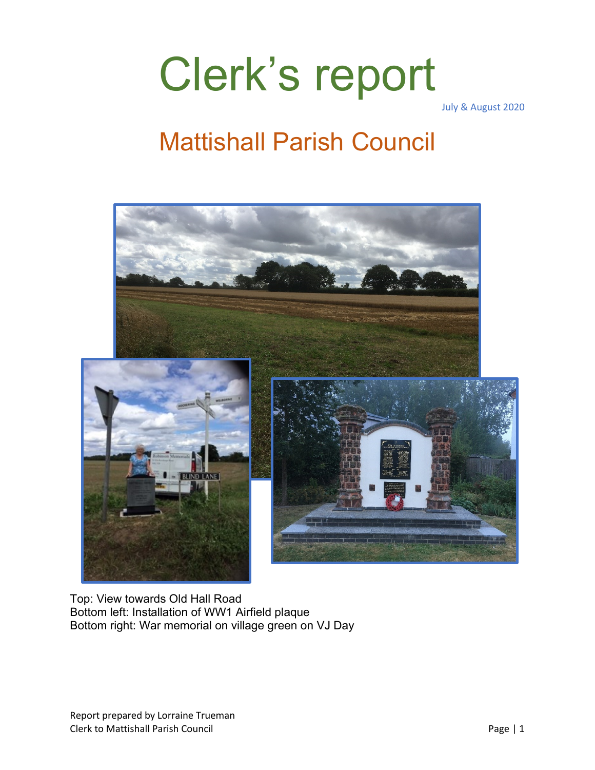# Clerk's report

July & August 2020

## Mattishall Parish Council

Top: View towards Old Hall Road
Bottom left: Installation of WW1 Airfield plaque
Bottom right: War memorial on village green on VJ Day

Report prepared by Lorraine Trueman
Clerk to Mattishall Parish Council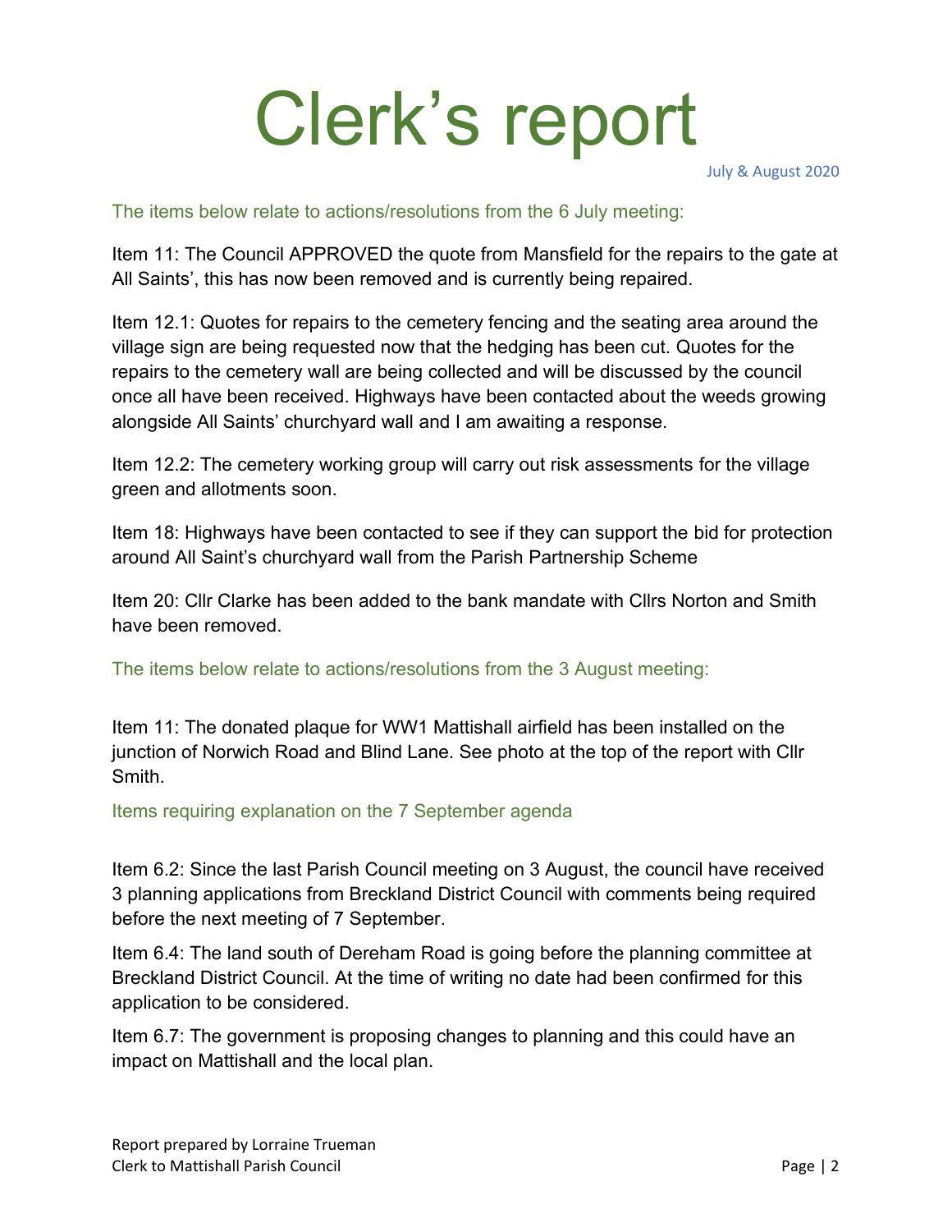# Clerk's report

July & August 2020

## The items below relate to actions/resolutions from the 6 July meeting:

Item 11: The Council APPROVED the quote from Mansfield for the repairs to the gate at All Saints', this has now been removed and is currently being repaired.

Item 12.1: Quotes for repairs to the cemetery fencing and the seating area around the village sign are being requested now that the hedging has been cut. Quotes for the repairs to the cemetery wall are being collected and will be discussed by the council once all have been received. Highways have been contacted about the weeds growing alongside All Saints' churchyard wall and I am awaiting a response.

Item 12.2: The cemetery working group will carry out risk assessments for the village green and allotments soon.

Item 18: Highways have been contacted to see if they can support the bid for protection around All Saint's churchyard wall from the Parish Partnership Scheme

Item 20: Cllr Clarke has been added to the bank mandate with Cllrs Norton and Smith have been removed.

## The items below relate to actions/resolutions from the 3 August meeting:

Item 11: The donated plaque for WW1 Mattishall airfield has been installed on the junction of Norwich Road and Blind Lane. See photo at the top of the report with Cllr Smith.

## Items requiring explanation on the 7 September agenda

Item 6.2: Since the last Parish Council meeting on 3 August, the council have received 3 planning applications from Breckland District Council with comments being required before the next meeting of 7 September.

Item 6.4: The land south of Dereham Road is going before the planning committee at Breckland District Council. At the time of writing no date had been confirmed for this application to be considered.

Item 6.7: The government is proposing changes to planning and this could have an impact on Mattishall and the local plan.

Report prepared by Lorraine Trueman
Clerk to Mattishall Parish Council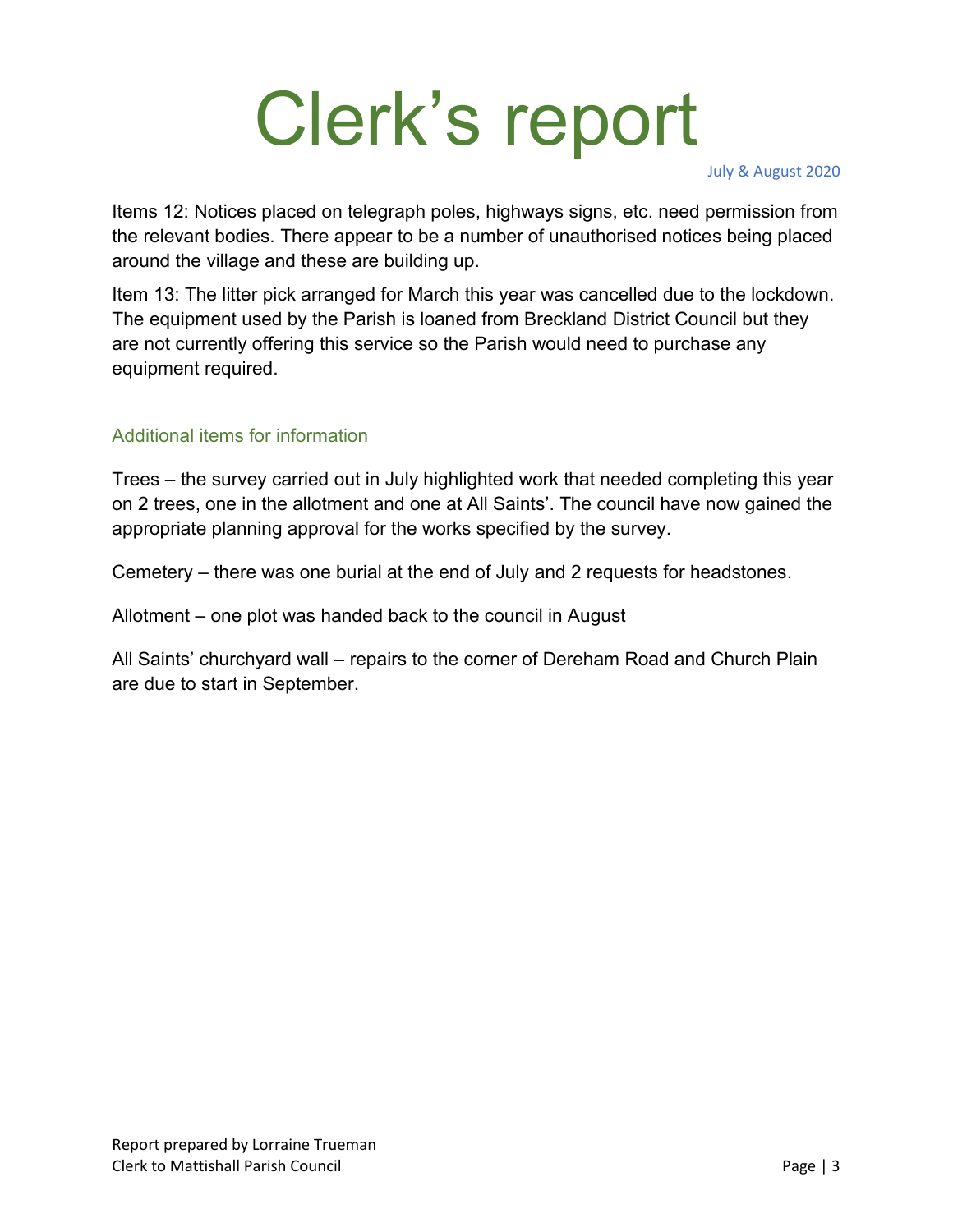# Clerk's report

July & August 2020

Items 12: Notices placed on telegraph poles, highways signs, etc. need permission from the relevant bodies. There appear to be a number of unauthorised notices being placed around the village and these are building up.

Item 13: The litter pick arranged for March this year was cancelled due to the lockdown. The equipment used by the Parish is loaned from Breckland District Council but they are not currently offering this service so the Parish would need to purchase any equipment required.

## Additional items for information

Trees – the survey carried out in July highlighted work that needed completing this year on 2 trees, one in the allotment and one at All Saints'. The council have now gained the appropriate planning approval for the works specified by the survey.

Cemetery – there was one burial at the end of July and 2 requests for headstones.

Allotment – one plot was handed back to the council in August

All Saints' churchyard wall – repairs to the corner of Dereham Road and Church Plain are due to start in September.

Report prepared by Lorraine Trueman
Clerk to Mattishall Parish Council